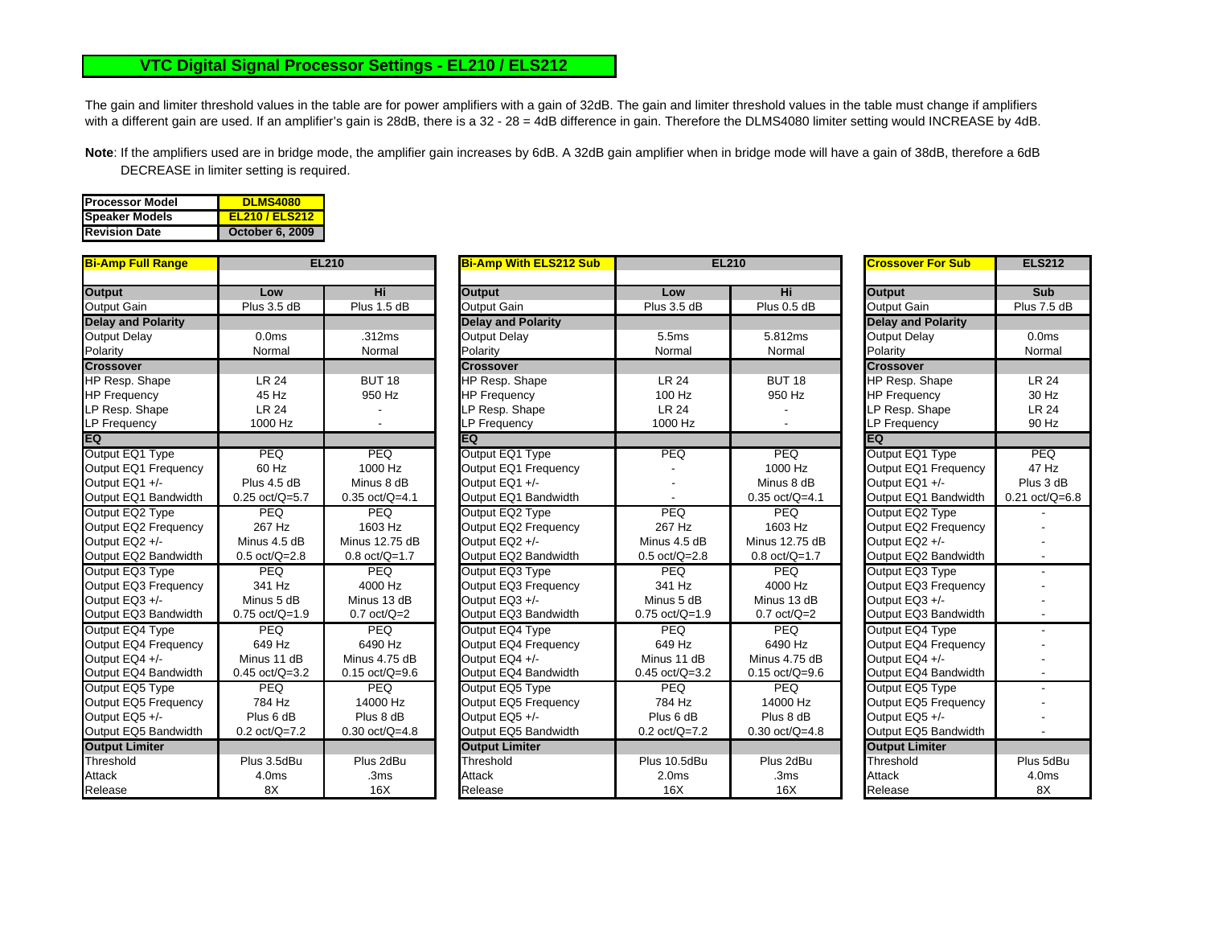# VTC Digital Signal Processor Settings - EL210 / ELS212

The gain and limiter threshold values in the table are for power amplifiers with a gain of 32dB. The gain and limiter threshold values in the table must change if amplifiers with a different gain are used. If an amplifier's gain is 28dB, there is a 32 - 28 = 4dB difference in gain. Therefore the DLMS4080 limiter setting would INCREASE by 4dB.

**Note**: If the amplifiers used are in bridge mode, the amplifier gain increases by 6dB. A 32dB gain amplifier when in bridge mode will have a gain of 38dB, therefore a 6dB DECREASE in limiter setting is required.

| | |
|---|---|
| **Processor Model** | **DLMS4080** |
| **Speaker Models** | **EL210 / ELS212** |
| **Revision Date** | **October 6, 2009** |

| **Bi-Amp Full Range** | **EL210** | |
|---|---|---|
| **Output** | **Low** | **Hi** |
| Output Gain | Plus 3.5 dB | Plus 1.5 dB |
| **Delay and Polarity** | | |
| Output Delay | 0.0ms | .312ms |
| Polarity | Normal | Normal |
| **Crossover** | | |
| HP Resp. Shape | LR 24 | BUT 18 |
| HP Frequency | 45 Hz | 950 Hz |
| LP Resp. Shape | LR 24 | - |
| LP Frequency | 1000 Hz | - |
| **EQ** | | |
| Output EQ1 Type | PEQ | PEQ |
| Output EQ1 Frequency | 60 Hz | 1000 Hz |
| Output EQ1 +/- | Plus 4.5 dB | Minus 8 dB |
| Output EQ1 Bandwidth | 0.25 oct/Q=5.7 | 0.35 oct/Q=4.1 |
| Output EQ2 Type | PEQ | PEQ |
| Output EQ2 Frequency | 267 Hz | 1603 Hz |
| Output EQ2 +/- | Minus 4.5 dB | Minus 12.75 dB |
| Output EQ2 Bandwidth | 0.5 oct/Q=2.8 | 0.8 oct/Q=1.7 |
| Output EQ3 Type | PEQ | PEQ |
| Output EQ3 Frequency | 341 Hz | 4000 Hz |
| Output EQ3 +/- | Minus 5 dB | Minus 13 dB |
| Output EQ3 Bandwidth | 0.75 oct/Q=1.9 | 0.7 oct/Q=2 |
| Output EQ4 Type | PEQ | PEQ |
| Output EQ4 Frequency | 649 Hz | 6490 Hz |
| Output EQ4 +/- | Minus 11 dB | Minus 4.75 dB |
| Output EQ4 Bandwidth | 0.45 oct/Q=3.2 | 0.15 oct/Q=9.6 |
| Output EQ5 Type | PEQ | PEQ |
| Output EQ5 Frequency | 784 Hz | 14000 Hz |
| Output EQ5 +/- | Plus 6 dB | Plus 8 dB |
| Output EQ5 Bandwidth | 0.2 oct/Q=7.2 | 0.30 oct/Q=4.8 |
| **Output Limiter** | | |
| Threshold | Plus 3.5dBu | Plus 2dBu |
| Attack | 4.0ms | .3ms |
| Release | 8X | 16X |

| **Bi-Amp With ELS212 Sub** | **EL210** | |
|---|---|---|
| **Output** | **Low** | **Hi** |
| Output Gain | Plus 3.5 dB | Plus 0.5 dB |
| **Delay and Polarity** | | |
| Output Delay | 5.5ms | 5.812ms |
| Polarity | Normal | Normal |
| **Crossover** | | |
| HP Resp. Shape | LR 24 | BUT 18 |
| HP Frequency | 100 Hz | 950 Hz |
| LP Resp. Shape | LR 24 | - |
| LP Frequency | 1000 Hz | - |
| **EQ** | | |
| Output EQ1 Type | PEQ | PEQ |
| Output EQ1 Frequency | - | 1000 Hz |
| Output EQ1 +/- | - | Minus 8 dB |
| Output EQ1 Bandwidth | - | 0.35 oct/Q=4.1 |
| Output EQ2 Type | PEQ | PEQ |
| Output EQ2 Frequency | 267 Hz | 1603 Hz |
| Output EQ2 +/- | Minus 4.5 dB | Minus 12.75 dB |
| Output EQ2 Bandwidth | 0.5 oct/Q=2.8 | 0.8 oct/Q=1.7 |
| Output EQ3 Type | PEQ | PEQ |
| Output EQ3 Frequency | 341 Hz | 4000 Hz |
| Output EQ3 +/- | Minus 5 dB | Minus 13 dB |
| Output EQ3 Bandwidth | 0.75 oct/Q=1.9 | 0.7 oct/Q=2 |
| Output EQ4 Type | PEQ | PEQ |
| Output EQ4 Frequency | 649 Hz | 6490 Hz |
| Output EQ4 +/- | Minus 11 dB | Minus 4.75 dB |
| Output EQ4 Bandwidth | 0.45 oct/Q=3.2 | 0.15 oct/Q=9.6 |
| Output EQ5 Type | PEQ | PEQ |
| Output EQ5 Frequency | 784 Hz | 14000 Hz |
| Output EQ5 +/- | Plus 6 dB | Plus 8 dB |
| Output EQ5 Bandwidth | 0.2 oct/Q=7.2 | 0.30 oct/Q=4.8 |
| **Output Limiter** | | |
| Threshold | Plus 10.5dBu | Plus 2dBu |
| Attack | 2.0ms | .3ms |
| Release | 16X | 16X |

| **Crossover For Sub** | **ELS212** |
|---|---|
| **Output** | **Sub** |
| Output Gain | Plus 7.5 dB |
| **Delay and Polarity** | |
| Output Delay | 0.0ms |
| Polarity | Normal |
| **Crossover** | |
| HP Resp. Shape | LR 24 |
| HP Frequency | 30 Hz |
| LP Resp. Shape | LR 24 |
| LP Frequency | 90 Hz |
| **EQ** | |
| Output EQ1 Type | PEQ |
| Output EQ1 Frequency | 47 Hz |
| Output EQ1 +/- | Plus 3 dB |
| Output EQ1 Bandwidth | 0.21 oct/Q=6.8 |
| Output EQ2 Type | - |
| Output EQ2 Frequency | - |
| Output EQ2 +/- | - |
| Output EQ2 Bandwidth | - |
| Output EQ3 Type | - |
| Output EQ3 Frequency | - |
| Output EQ3 +/- | - |
| Output EQ3 Bandwidth | - |
| Output EQ4 Type | - |
| Output EQ4 Frequency | - |
| Output EQ4 +/- | - |
| Output EQ4 Bandwidth | - |
| Output EQ5 Type | - |
| Output EQ5 Frequency | - |
| Output EQ5 +/- | - |
| Output EQ5 Bandwidth | - |
| **Output Limiter** | |
| Threshold | Plus 5dBu |
| Attack | 4.0ms |
| Release | 8X |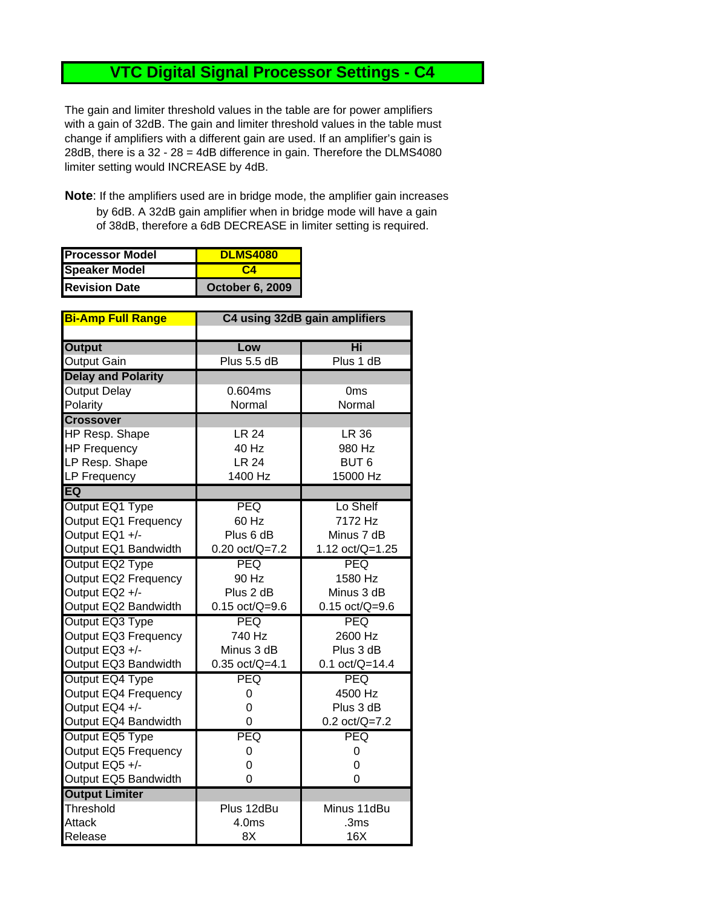# VTC Digital Signal Processor Settings - C4

The gain and limiter threshold values in the table are for power amplifiers with a gain of 32dB. The gain and limiter threshold values in the table must change if amplifiers with a different gain are used. If an amplifier's gain is 28dB, there is a 32 - 28 = 4dB difference in gain. Therefore the DLMS4080 limiter setting would INCREASE by 4dB.

**Note**: If the amplifiers used are in bridge mode, the amplifier gain increases by 6dB. A 32dB gain amplifier when in bridge mode will have a gain of 38dB, therefore a 6dB DECREASE in limiter setting is required.

| | |
|---|---|
| **Processor Model** | **DLMS4080** |
| **Speaker Model** | **C4** |
| **Revision Date** | **October 6, 2009** |

| **Bi-Amp Full Range** | **C4 using 32dB gain amplifiers** | |
|---|---|---|
| **Output** | **Low** | **Hi** |
| Output Gain | Plus 5.5 dB | Plus 1 dB |
| **Delay and Polarity** | | |
| Output Delay | 0.604ms | 0ms |
| Polarity | Normal | Normal |
| **Crossover** | | |
| HP Resp. Shape | LR 24 | LR 36 |
| HP Frequency | 40 Hz | 980 Hz |
| LP Resp. Shape | LR 24 | BUT 6 |
| LP Frequency | 1400 Hz | 15000 Hz |
| **EQ** | | |
| Output EQ1 Type | PEQ | Lo Shelf |
| Output EQ1 Frequency | 60 Hz | 7172 Hz |
| Output EQ1 +/- | Plus 6 dB | Minus 7 dB |
| Output EQ1 Bandwidth | 0.20 oct/Q=7.2 | 1.12 oct/Q=1.25 |
| Output EQ2 Type | PEQ | PEQ |
| Output EQ2 Frequency | 90 Hz | 1580 Hz |
| Output EQ2 +/- | Plus 2 dB | Minus 3 dB |
| Output EQ2 Bandwidth | 0.15 oct/Q=9.6 | 0.15 oct/Q=9.6 |
| Output EQ3 Type | PEQ | PEQ |
| Output EQ3 Frequency | 740 Hz | 2600 Hz |
| Output EQ3 +/- | Minus 3 dB | Plus 3 dB |
| Output EQ3 Bandwidth | 0.35 oct/Q=4.1 | 0.1 oct/Q=14.4 |
| Output EQ4 Type | PEQ | PEQ |
| Output EQ4 Frequency | 0 | 4500 Hz |
| Output EQ4 +/- | 0 | Plus 3 dB |
| Output EQ4 Bandwidth | 0 | 0.2 oct/Q=7.2 |
| Output EQ5 Type | PEQ | PEQ |
| Output EQ5 Frequency | 0 | 0 |
| Output EQ5 +/- | 0 | 0 |
| Output EQ5 Bandwidth | 0 | 0 |
| **Output Limiter** | | |
| Threshold | Plus 12dBu | Minus 11dBu |
| Attack | 4.0ms | .3ms |
| Release | 8X | 16X |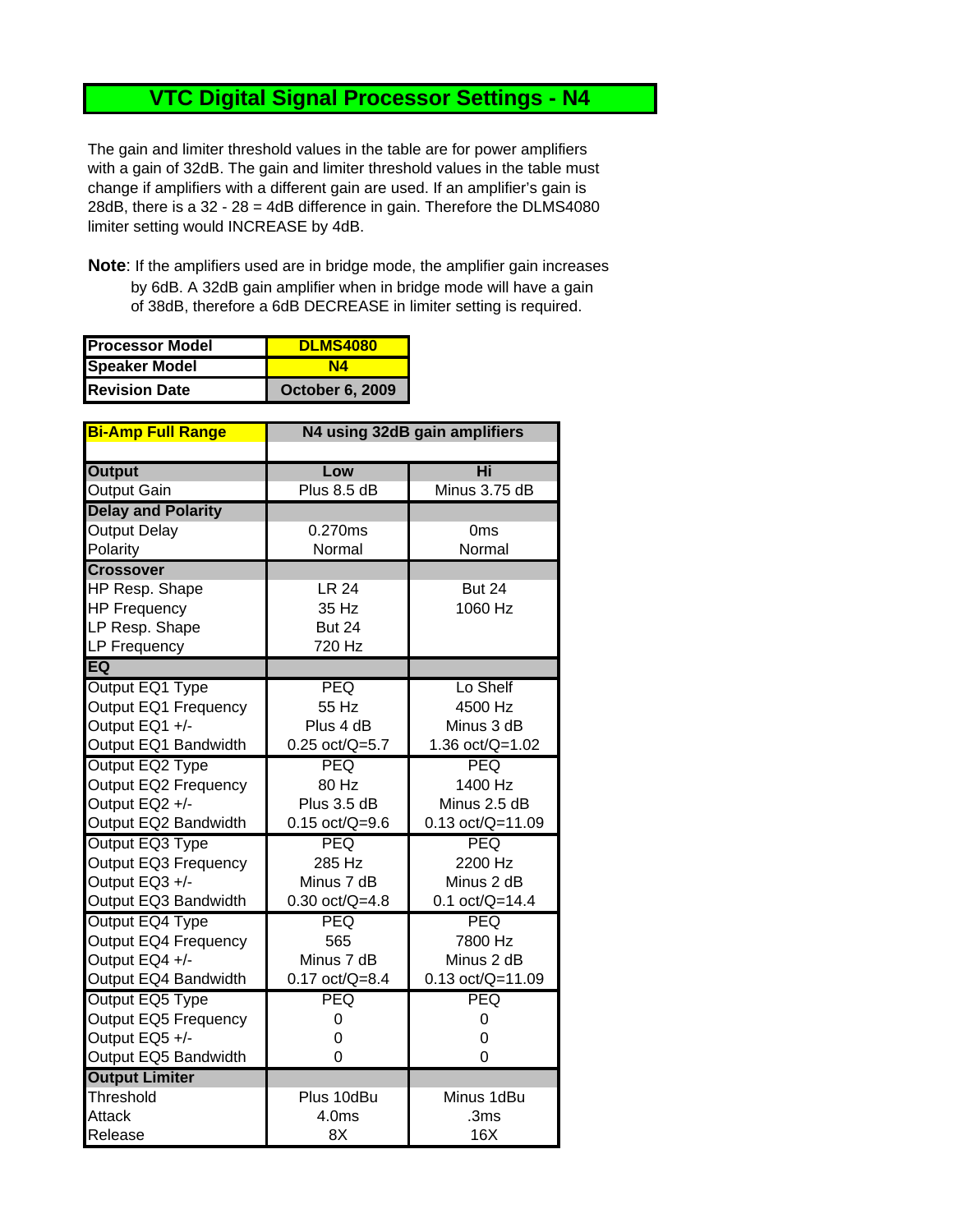# VTC Digital Signal Processor Settings - N4

The gain and limiter threshold values in the table are for power amplifiers with a gain of 32dB. The gain and limiter threshold values in the table must change if amplifiers with a different gain are used. If an amplifier's gain is 28dB, there is a 32 - 28 = 4dB difference in gain. Therefore the DLMS4080 limiter setting would INCREASE by 4dB.

**Note**: If the amplifiers used are in bridge mode, the amplifier gain increases by 6dB. A 32dB gain amplifier when in bridge mode will have a gain of 38dB, therefore a 6dB DECREASE in limiter setting is required.

| | |
|---|---|
| **Processor Model** | **DLMS4080** |
| **Speaker Model** | **N4** |
| **Revision Date** | **October 6, 2009** |

| **Bi-Amp Full Range** | **N4 using 32dB gain amplifiers** | |
|---|---|---|
| | | |
| **Output** | **Low** | **Hi** |
| Output Gain | Plus 8.5 dB | Minus 3.75 dB |
| **Delay and Polarity** | | |
| Output Delay | 0.270ms | 0ms |
| Polarity | Normal | Normal |
| **Crossover** | | |
| HP Resp. Shape | LR 24 | But 24 |
| HP Frequency | 35 Hz | 1060 Hz |
| LP Resp. Shape | But 24 | |
| LP Frequency | 720 Hz | |
| **EQ** | | |
| Output EQ1 Type | PEQ | Lo Shelf |
| Output EQ1 Frequency | 55 Hz | 4500 Hz |
| Output EQ1 +/- | Plus 4 dB | Minus 3 dB |
| Output EQ1 Bandwidth | 0.25 oct/Q=5.7 | 1.36 oct/Q=1.02 |
| Output EQ2 Type | PEQ | PEQ |
| Output EQ2 Frequency | 80 Hz | 1400 Hz |
| Output EQ2 +/- | Plus 3.5 dB | Minus 2.5 dB |
| Output EQ2 Bandwidth | 0.15 oct/Q=9.6 | 0.13 oct/Q=11.09 |
| Output EQ3 Type | PEQ | PEQ |
| Output EQ3 Frequency | 285 Hz | 2200 Hz |
| Output EQ3 +/- | Minus 7 dB | Minus 2 dB |
| Output EQ3 Bandwidth | 0.30 oct/Q=4.8 | 0.1 oct/Q=14.4 |
| Output EQ4 Type | PEQ | PEQ |
| Output EQ4 Frequency | 565 | 7800 Hz |
| Output EQ4 +/- | Minus 7 dB | Minus 2 dB |
| Output EQ4 Bandwidth | 0.17 oct/Q=8.4 | 0.13 oct/Q=11.09 |
| Output EQ5 Type | PEQ | PEQ |
| Output EQ5 Frequency | 0 | 0 |
| Output EQ5 +/- | 0 | 0 |
| Output EQ5 Bandwidth | 0 | 0 |
| **Output Limiter** | | |
| Threshold | Plus 10dBu | Minus 1dBu |
| Attack | 4.0ms | .3ms |
| Release | 8X | 16X |